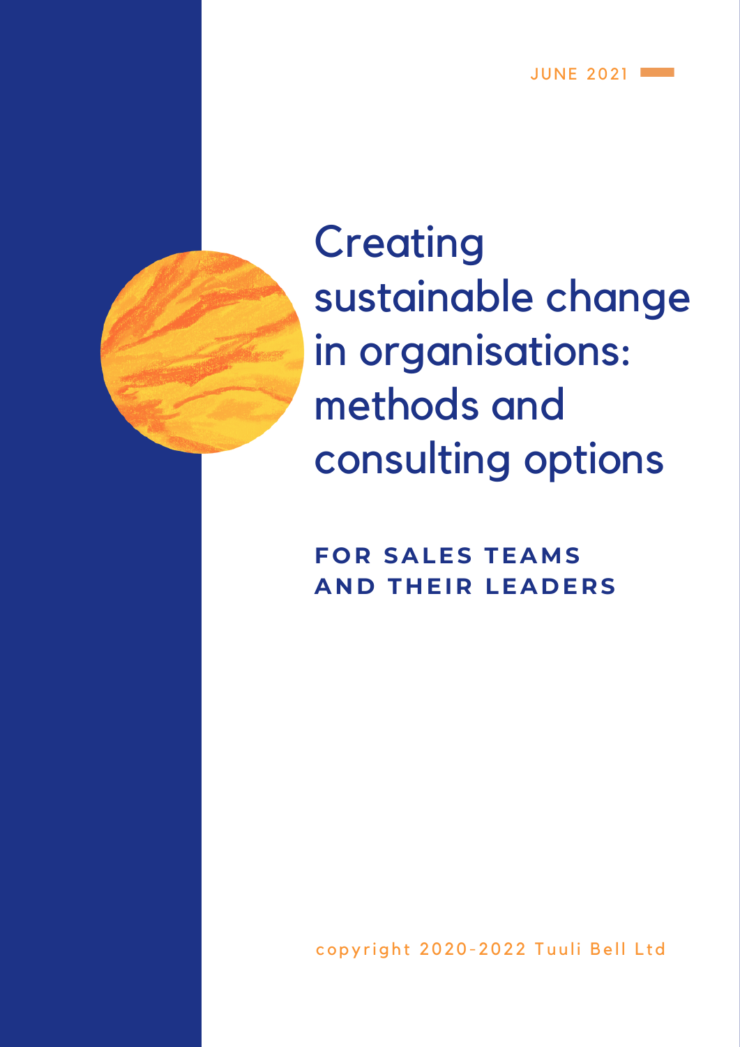JUNE 2021

# Creating sustainable change in organisations: methods and consulting options

## FOR SALES TEAMS AND THEIR LEADERS

copyright 2020-2022 Tuuli Bell Ltd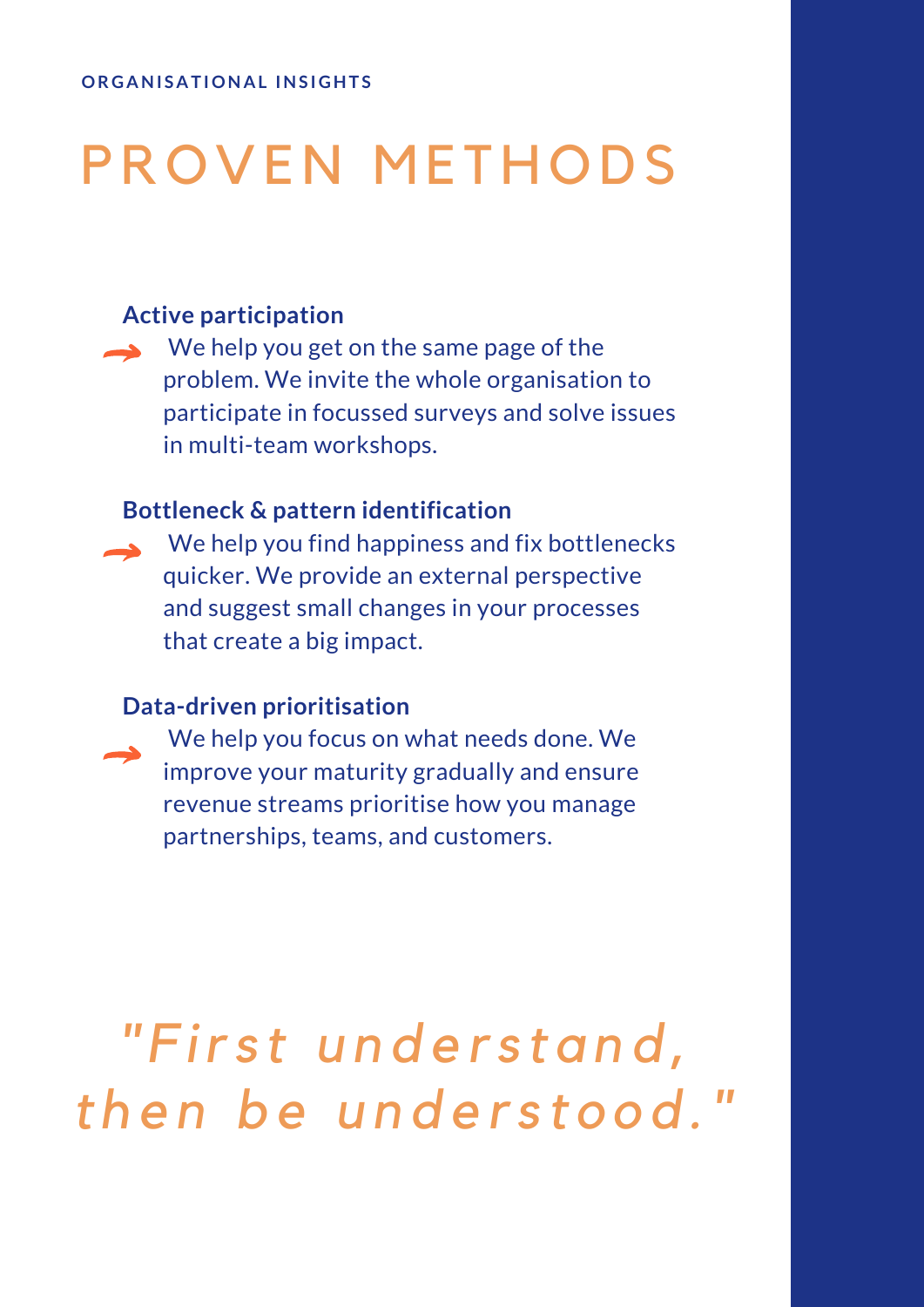ORGANISATIONAL INSIGHTS

# PROVEN METHODS

**Active participation**

→ We help you get on the same page of the problem. We invite the whole organisation to participate in focussed surveys and solve issues in multi-team workshops.

**Bottleneck & pattern identification**

→ We help you find happiness and fix bottlenecks quicker. We provide an external perspective and suggest small changes in your processes that create a big impact.

**Data-driven prioritisation**

→ We help you focus on what needs done. We improve your maturity gradually and ensure revenue streams prioritise how you manage partnerships, teams, and customers.

*"First understand, then be understood."*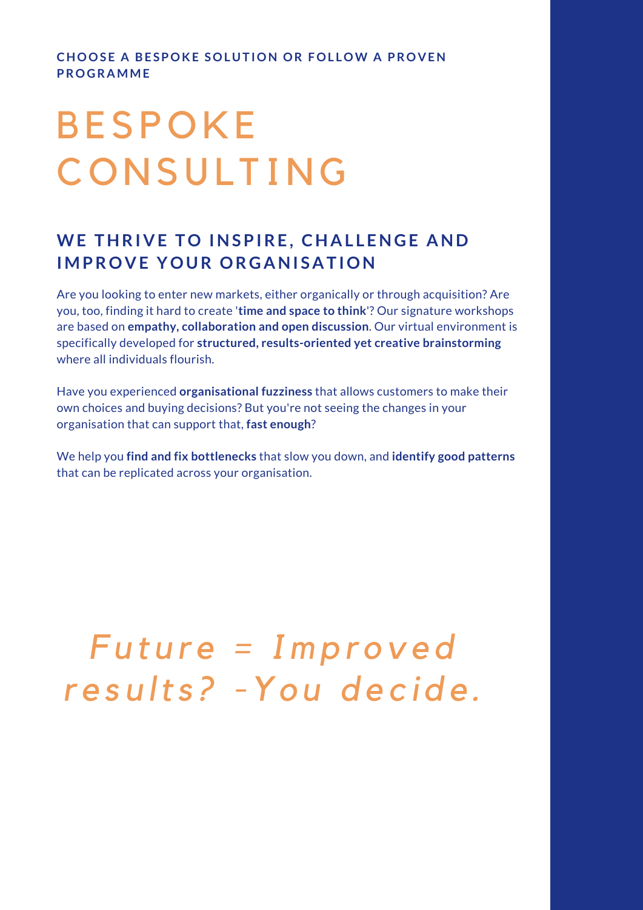**CHOOSE A BESPOKE SOLUTION OR FOLLOW A PROVEN PROGRAMME**

# BESPOKE CONSULTING

## WE THRIVE TO INSPIRE, CHALLENGE AND IMPROVE YOUR ORGANISATION

Are you looking to enter new markets, either organically or through acquisition? Are you, too, finding it hard to create '**time and space to think**'? Our signature workshops are based on **empathy, collaboration and open discussion**. Our virtual environment is specifically developed for **structured, results-oriented yet creative brainstorming** where all individuals flourish.

Have you experienced **organisational fuzziness** that allows customers to make their own choices and buying decisions? But you're not seeing the changes in your organisation that can support that, **fast enough**?

We help you **find and fix bottlenecks** that slow you down, and **identify good patterns** that can be replicated across your organisation.

*Future = Improved results? -You decide.*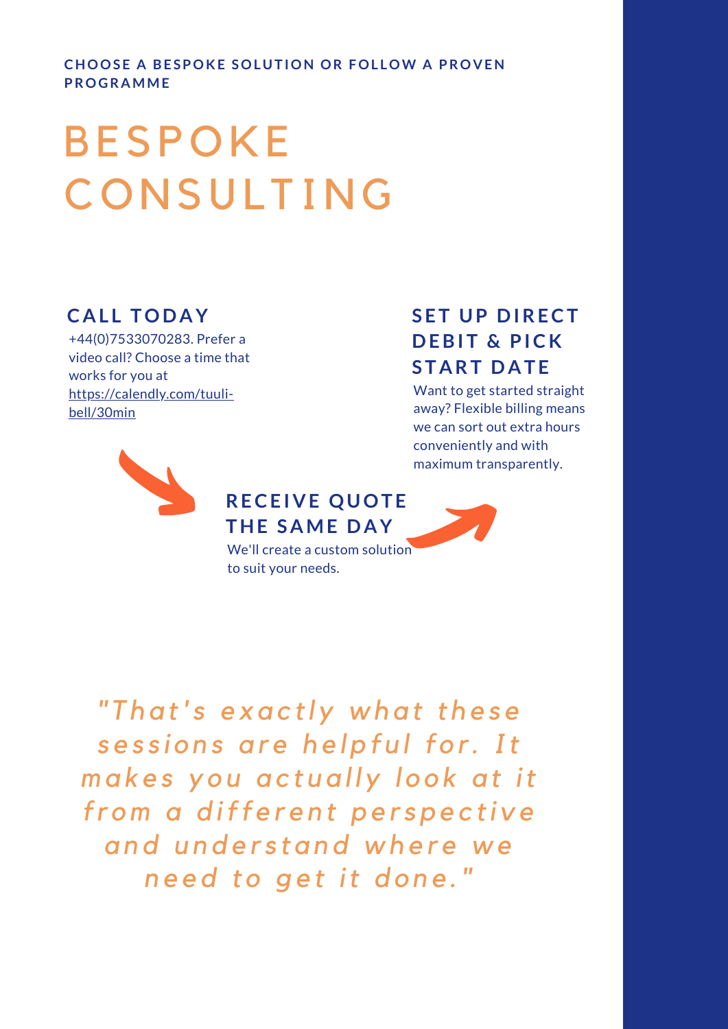**CHOOSE A BESPOKE SOLUTION OR FOLLOW A PROVEN PROGRAMME**

# BESPOKE CONSULTING

### CALL TODAY

+44(0)7533070283. Prefer a video call? Choose a time that works for you at https://calendly.com/tuuli-bell/30min

### RECEIVE QUOTE THE SAME DAY

We'll create a custom solution to suit your needs.

### SET UP DIRECT DEBIT & PICK START DATE

Want to get started straight away? Flexible billing means we can sort out extra hours conveniently and with maximum transparently.

*"That's exactly what these sessions are helpful for. It makes you actually look at it from a different perspective and understand where we need to get it done."*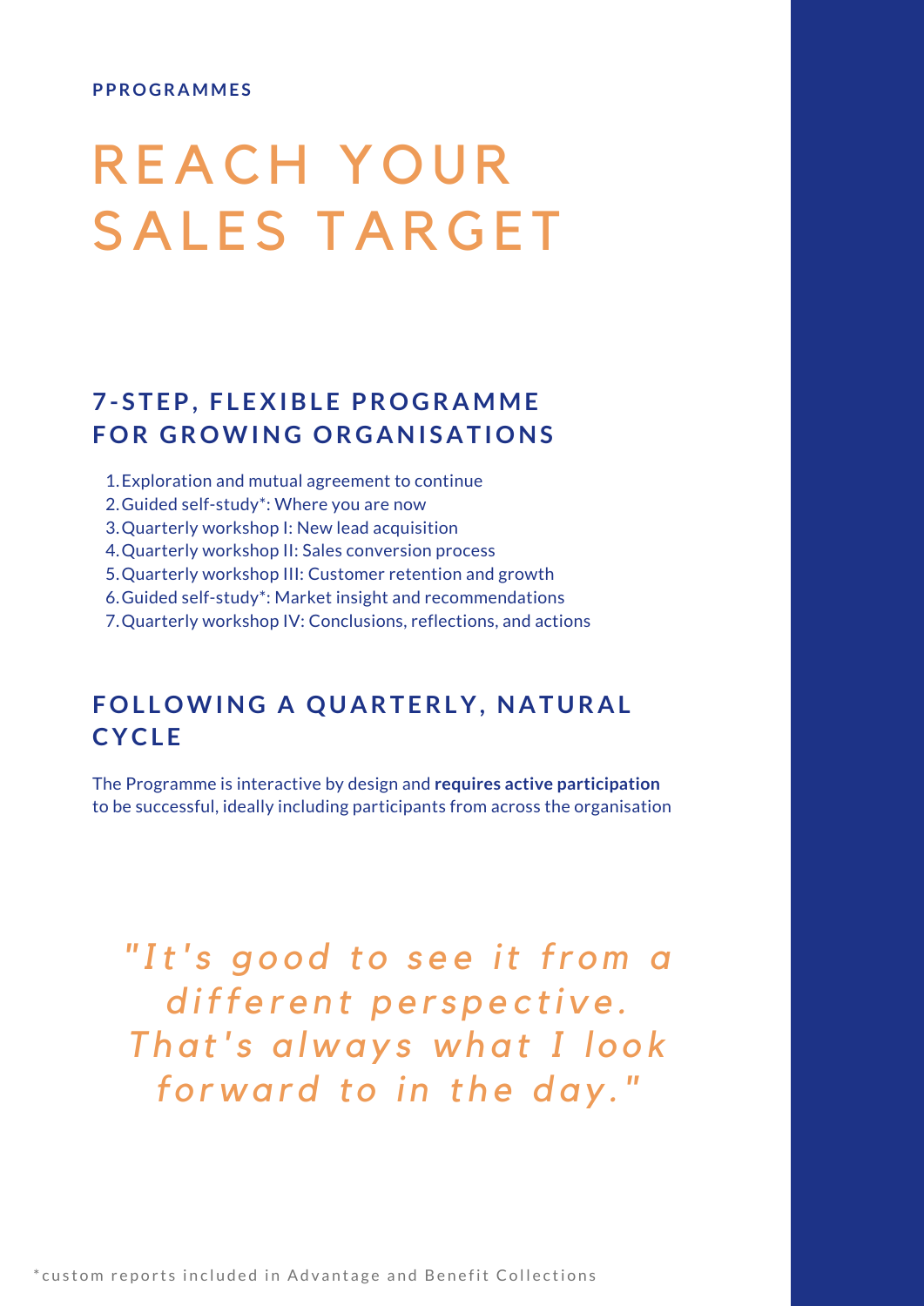PPROGRAMMES

# REACH YOUR SALES TARGET

## 7-STEP, FLEXIBLE PROGRAMME FOR GROWING ORGANISATIONS

1. Exploration and mutual agreement to continue
2. Guided self-study*: Where you are now
3. Quarterly workshop I: New lead acquisition
4. Quarterly workshop II: Sales conversion process
5. Quarterly workshop III: Customer retention and growth
6. Guided self-study*: Market insight and recommendations
7. Quarterly workshop IV: Conclusions, reflections, and actions

## FOLLOWING A QUARTERLY, NATURAL CYCLE

The Programme is interactive by design and **requires active participation** to be successful, ideally including participants from across the organisation

*"It's good to see it from a different perspective. That's always what I look forward to in the day."*

*custom reports included in Advantage and Benefit Collections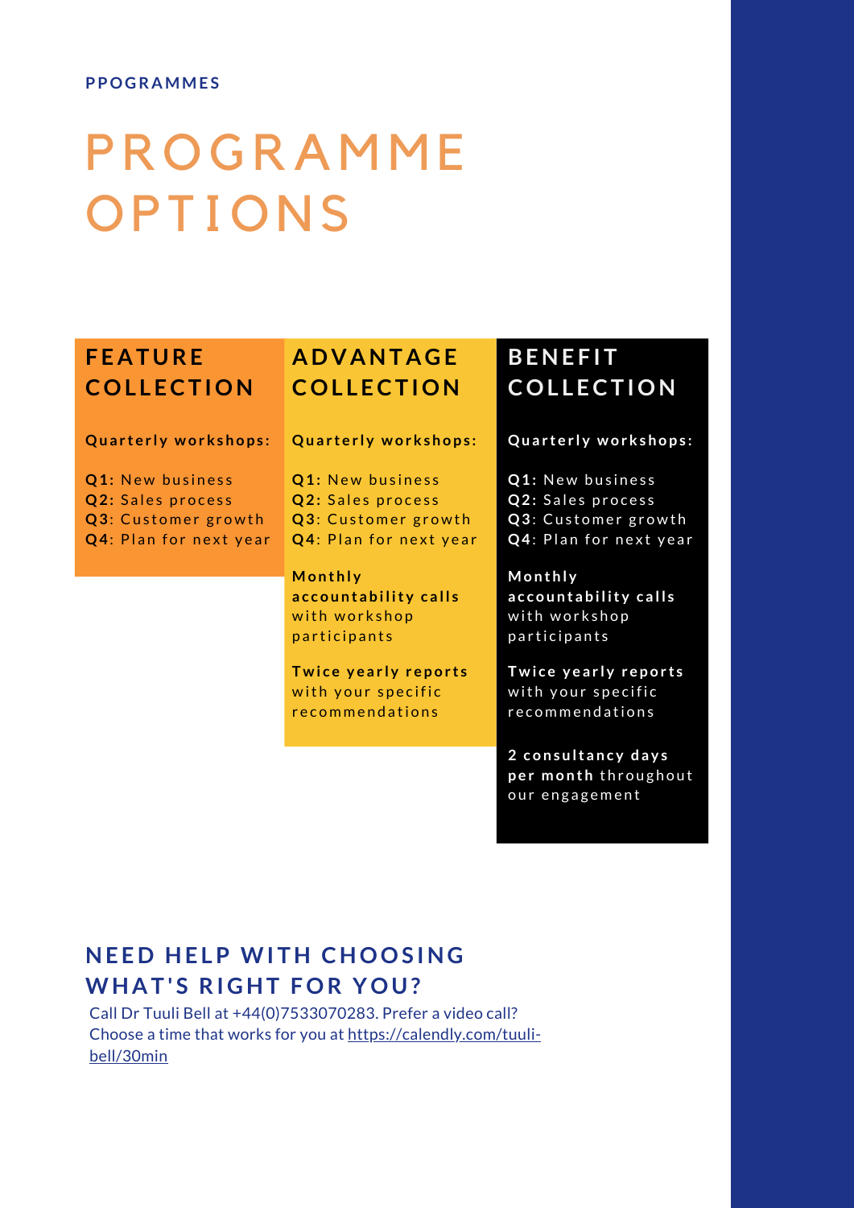PPOGRAMMES

# PROGRAMME OPTIONS

## FEATURE COLLECTION

**Quarterly workshops:**

**Q1:** New business
**Q2:** Sales process
**Q3**: Customer growth
**Q4**: Plan for next year

## ADVANTAGE COLLECTION

**Quarterly workshops:**

**Q1:** New business
**Q2:** Sales process
**Q3**: Customer growth
**Q4**: Plan for next year

**Monthly accountability calls** with workshop participants

**Twice yearly reports** with your specific recommendations

## BENEFIT COLLECTION

**Quarterly workshops:**

**Q1:** New business
**Q2:** Sales process
**Q3**: Customer growth
**Q4**: Plan for next year

**Monthly accountability calls** with workshop participants

**Twice yearly reports** with your specific recommendations

**2 consultancy days per month** throughout our engagement

## NEED HELP WITH CHOOSING WHAT'S RIGHT FOR YOU?

Call Dr Tuuli Bell at +44(0)7533070283. Prefer a video call? Choose a time that works for you at https://calendly.com/tuuli-bell/30min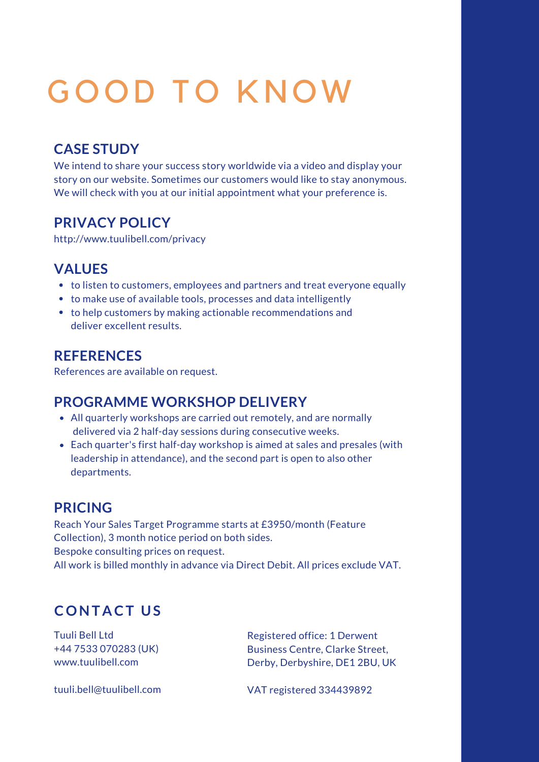# GOOD TO KNOW

## CASE STUDY

We intend to share your success story worldwide via a video and display your story on our website. Sometimes our customers would like to stay anonymous. We will check with you at our initial appointment what your preference is.

## PRIVACY POLICY

http://www.tuulibell.com/privacy

## VALUES

- to listen to customers, employees and partners and treat everyone equally
- to make use of available tools, processes and data intelligently
- to help customers by making actionable recommendations and deliver excellent results.

## REFERENCES

References are available on request.

## PROGRAMME WORKSHOP DELIVERY

- All quarterly workshops are carried out remotely, and are normally delivered via 2 half-day sessions during consecutive weeks.
- Each quarter's first half-day workshop is aimed at sales and presales (with leadership in attendance), and the second part is open to also other departments.

## PRICING

Reach Your Sales Target Programme starts at £3950/month (Feature Collection), 3 month notice period on both sides.
Bespoke consulting prices on request.
All work is billed monthly in advance via Direct Debit. All prices exclude VAT.

## CONTACT US

Tuuli Bell Ltd
+44 7533 070283 (UK)
www.tuulibell.com

tuuli.bell@tuulibell.com

Registered office: 1 Derwent Business Centre, Clarke Street, Derby, Derbyshire, DE1 2BU, UK

VAT registered 334439892